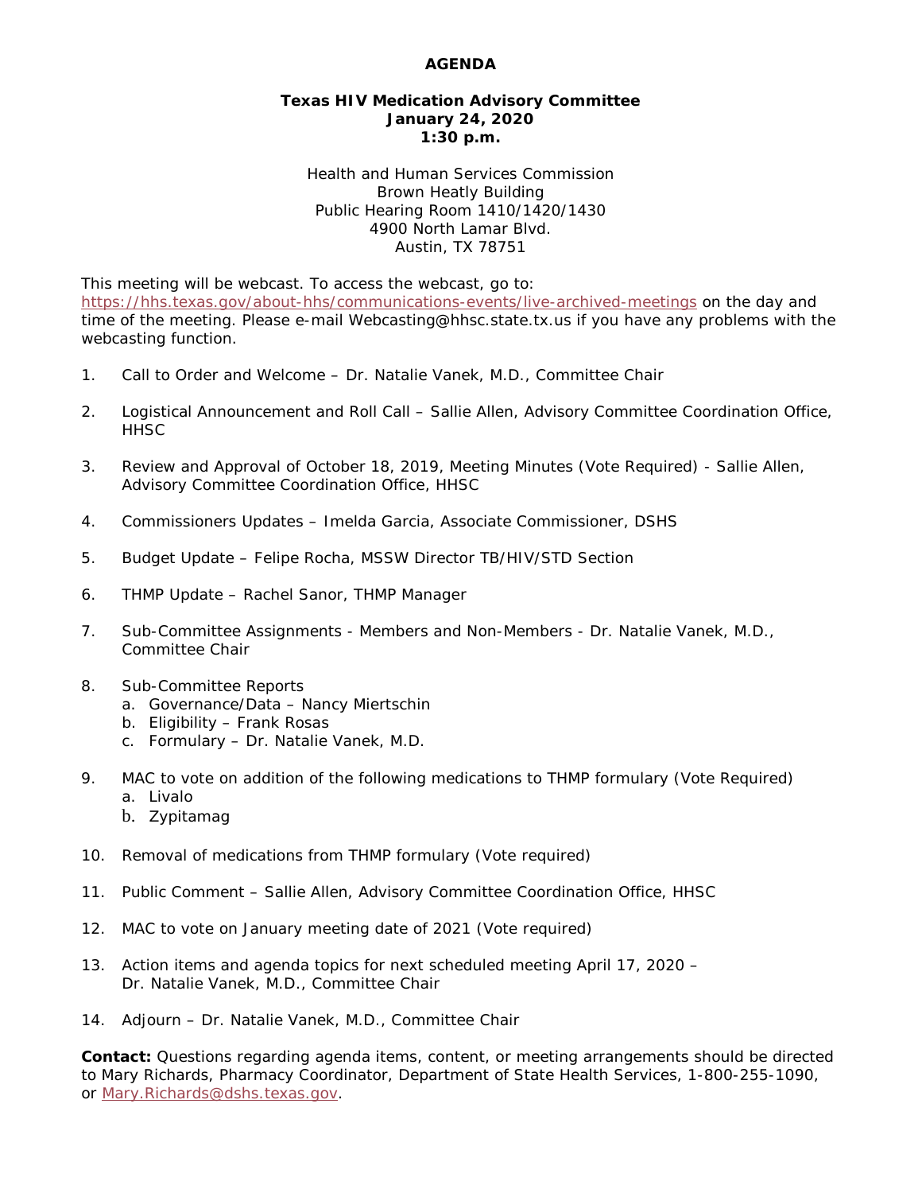# AGENDA

**Texas HIV Medication Advisory Committee**
**January 24, 2020**
**1:30 p.m.**

Health and Human Services Commission
Brown Heatly Building
Public Hearing Room 1410/1420/1430
4900 North Lamar Blvd.
Austin, TX 78751

This meeting will be webcast. To access the webcast, go to: https://hhs.texas.gov/about-hhs/communications-events/live-archived-meetings on the day and time of the meeting. Please e-mail Webcasting@hhsc.state.tx.us if you have any problems with the webcasting function.

1. Call to Order and Welcome – Dr. Natalie Vanek, M.D., Committee Chair
2. Logistical Announcement and Roll Call – Sallie Allen, Advisory Committee Coordination Office, HHSC
3. Review and Approval of October 18, 2019, Meeting Minutes (Vote Required) - Sallie Allen, Advisory Committee Coordination Office, HHSC
4. Commissioners Updates – Imelda Garcia, Associate Commissioner, DSHS
5. Budget Update – Felipe Rocha, MSSW Director TB/HIV/STD Section
6. THMP Update – Rachel Sanor, THMP Manager
7. Sub-Committee Assignments - Members and Non-Members - Dr. Natalie Vanek, M.D., Committee Chair
8. Sub-Committee Reports
   a. Governance/Data – Nancy Miertschin
   b. Eligibility – Frank Rosas
   c. Formulary – Dr. Natalie Vanek, M.D.
9. MAC to vote on addition of the following medications to THMP formulary (Vote Required)
   a. Livalo
   b. Zypitamag
10. Removal of medications from THMP formulary (Vote required)
11. Public Comment – Sallie Allen, Advisory Committee Coordination Office, HHSC
12. MAC to vote on January meeting date of 2021 (Vote required)
13. Action items and agenda topics for next scheduled meeting April 17, 2020 – Dr. Natalie Vanek, M.D., Committee Chair
14. Adjourn – Dr. Natalie Vanek, M.D., Committee Chair

**Contact:** Questions regarding agenda items, content, or meeting arrangements should be directed to Mary Richards, Pharmacy Coordinator, Department of State Health Services, 1-800-255-1090, or Mary.Richards@dshs.texas.gov.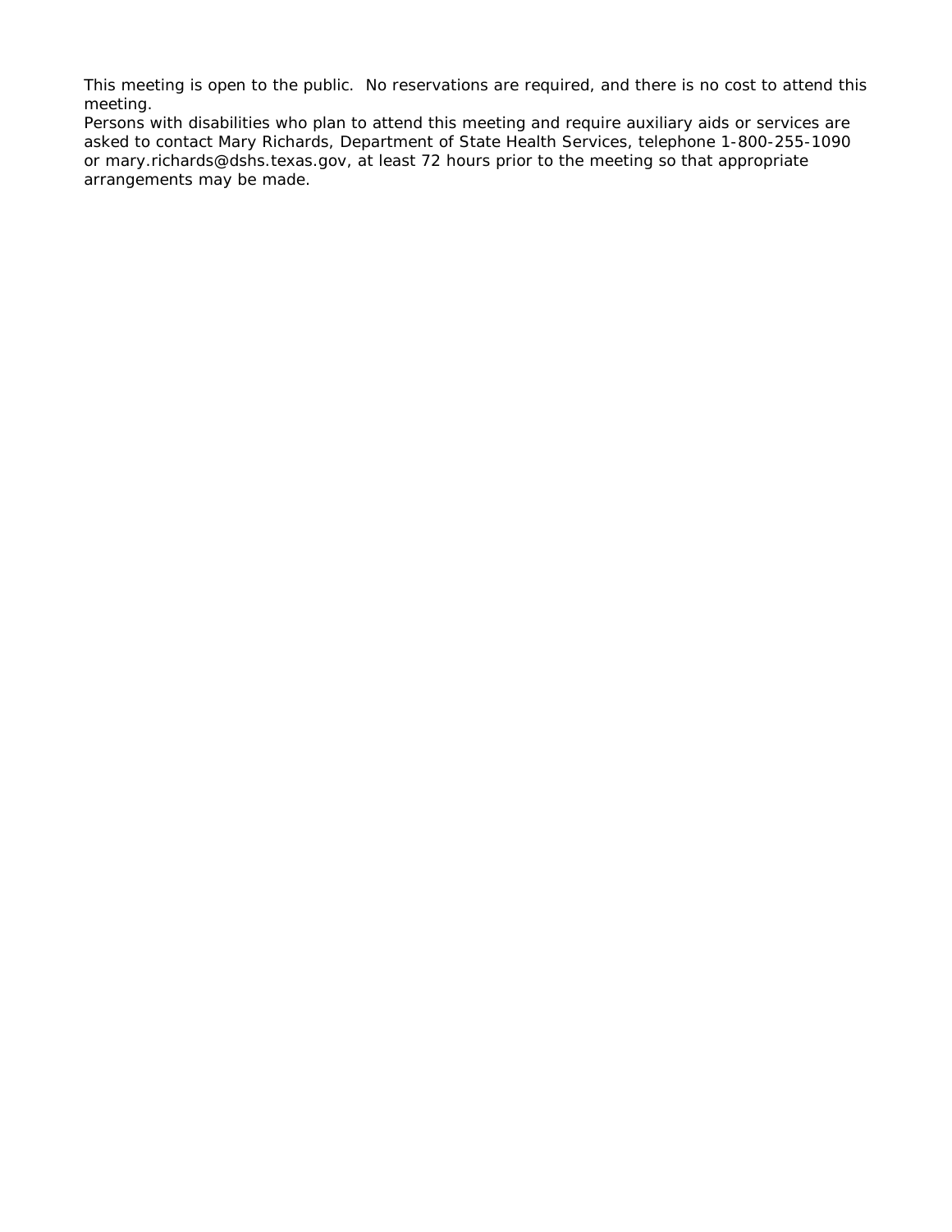This meeting is open to the public. No reservations are required, and there is no cost to attend this meeting.

Persons with disabilities who plan to attend this meeting and require auxiliary aids or services are asked to contact Mary Richards, Department of State Health Services, telephone 1-800-255-1090 or mary.richards@dshs.texas.gov, at least 72 hours prior to the meeting so that appropriate arrangements may be made.